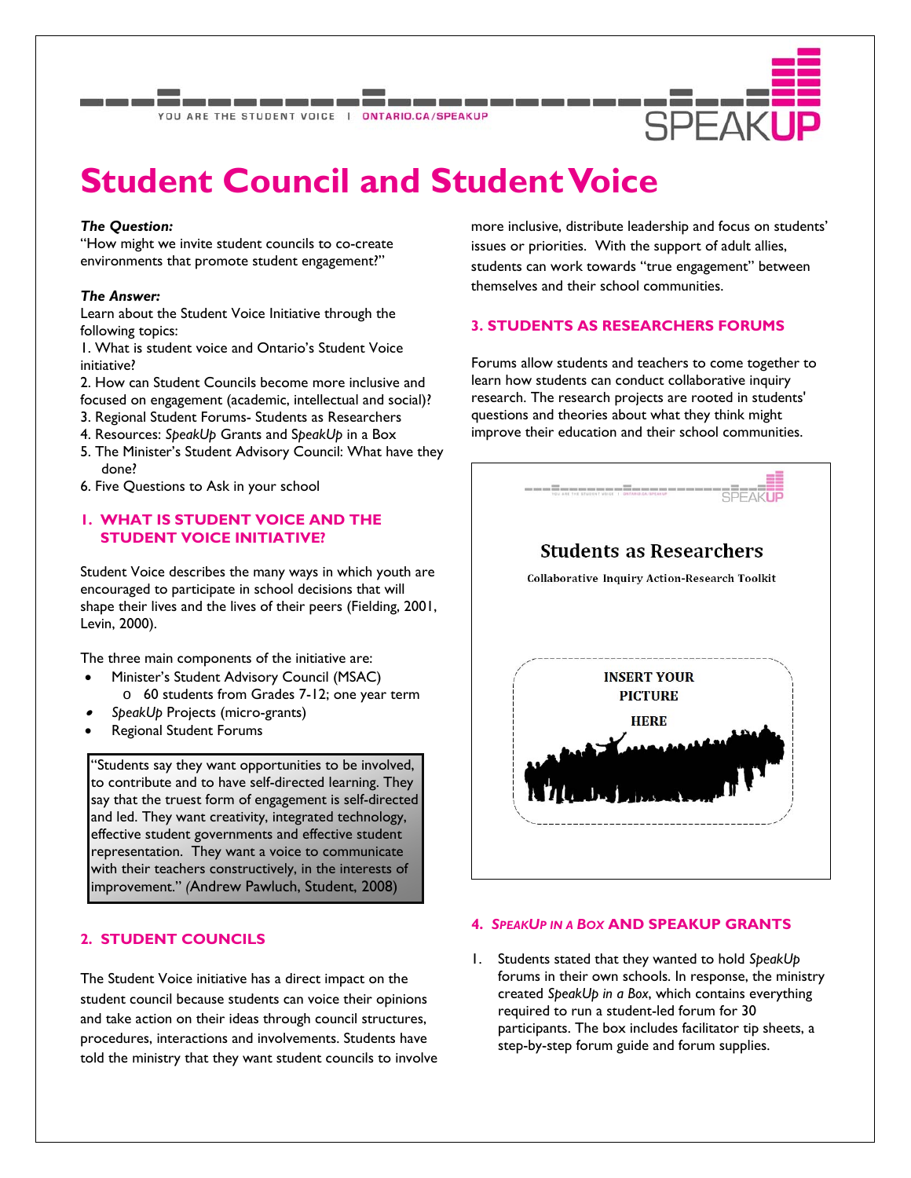# Student Council and Student Voice

***The Question:***
"How might we invite student councils to co-create environments that promote student engagement?"

***The Answer:***
Learn about the Student Voice Initiative through the following topics:

1. What is student voice and Ontario's Student Voice initiative?
2. How can Student Councils become more inclusive and focused on engagement (academic, intellectual and social)?
3. Regional Student Forums- Students as Researchers
4. Resources: *SpeakUp* Grants and *SpeakUp* in a Box
5. The Minister's Student Advisory Council: What have they done?
6. Five Questions to Ask in your school

## 1. WHAT IS STUDENT VOICE AND THE STUDENT VOICE INITIATIVE?

Student Voice describes the many ways in which youth are encouraged to participate in school decisions that will shape their lives and the lives of their peers (Fielding, 2001, Levin, 2000).

The three main components of the initiative are:

- Minister's Student Advisory Council (MSAC)
  - 60 students from Grades 7-12; one year term
- *SpeakUp* Projects (micro-grants)
- Regional Student Forums

> "Students say they want opportunities to be involved, to contribute and to have self-directed learning. They say that the truest form of engagement is self-directed and led. They want creativity, integrated technology, effective student governments and effective student representation. They want a voice to communicate with their teachers constructively, in the interests of improvement." (Andrew Pawluch, Student, 2008)

## 2. STUDENT COUNCILS

The Student Voice initiative has a direct impact on the student council because students can voice their opinions and take action on their ideas through council structures, procedures, interactions and involvements. Students have told the ministry that they want student councils to involve more inclusive, distribute leadership and focus on students' issues or priorities. With the support of adult allies, students can work towards "true engagement" between themselves and their school communities.

## 3. STUDENTS AS RESEARCHERS FORUMS

Forums allow students and teachers to come together to learn how students can conduct collaborative inquiry research. The research projects are rooted in students' questions and theories about what they think might improve their education and their school communities.

YOU ARE THE STUDENT VOICE | ONTARIO.CA/SPEAKUP
SPEAKUP

**Students as Researchers**

Collaborative Inquiry Action-Research Toolkit

INSERT YOUR PICTURE HERE

## 4. *SPEAKUP IN A BOX* AND SPEAKUP GRANTS

1. Students stated that they wanted to hold *SpeakUp* forums in their own schools. In response, the ministry created *SpeakUp in a Box*, which contains everything required to run a student-led forum for 30 participants. The box includes facilitator tip sheets, a step-by-step forum guide and forum supplies.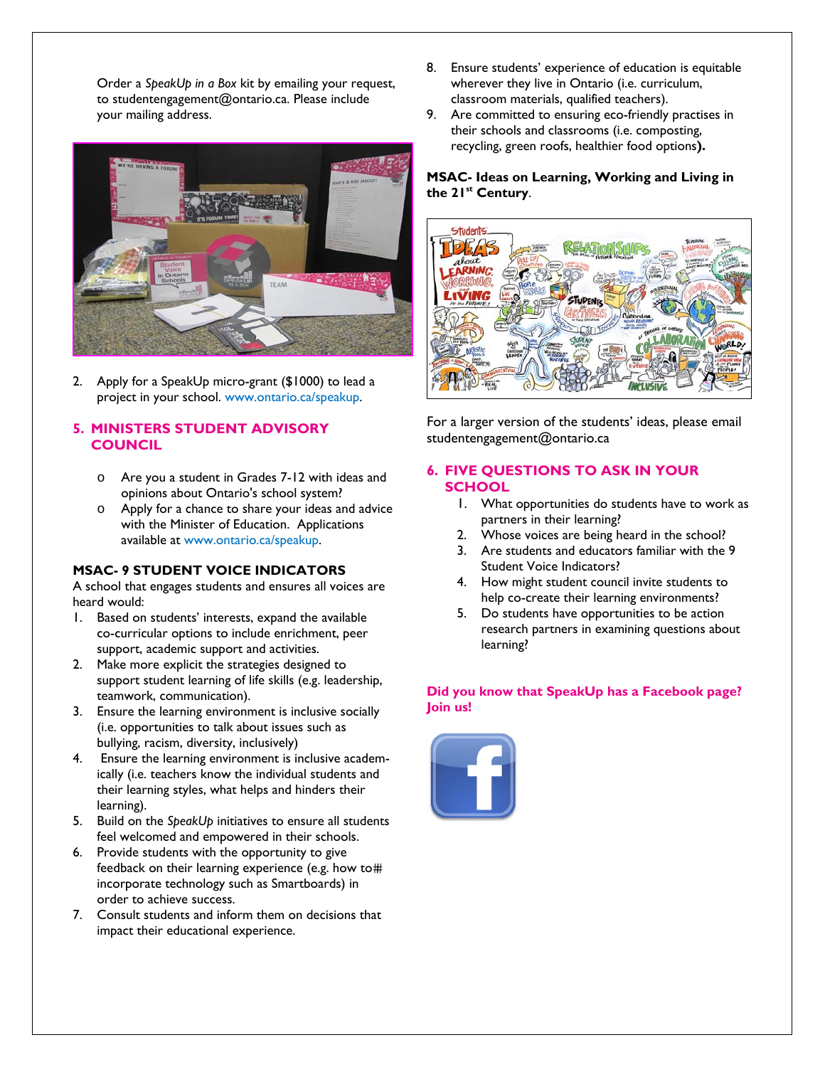Order a *SpeakUp in a Box* kit by emailing your request, to studentengagement@ontario.ca. Please include your mailing address.

2. Apply for a SpeakUp micro-grant ($1000) to lead a project in your school. www.ontario.ca/speakup.

## 5. MINISTERS STUDENT ADVISORY COUNCIL

- Are you a student in Grades 7-12 with ideas and opinions about Ontario's school system?
- Apply for a chance to share your ideas and advice with the Minister of Education. Applications available at www.ontario.ca/speakup.

### MSAC- 9 STUDENT VOICE INDICATORS

A school that engages students and ensures all voices are heard would:

1. Based on students' interests, expand the available co-curricular options to include enrichment, peer support, academic support and activities.
2. Make more explicit the strategies designed to support student learning of life skills (e.g. leadership, teamwork, communication).
3. Ensure the learning environment is inclusive socially (i.e. opportunities to talk about issues such as bullying, racism, diversity, inclusively)
4. Ensure the learning environment is inclusive academically (i.e. teachers know the individual students and their learning styles, what helps and hinders their learning).
5. Build on the *SpeakUp* initiatives to ensure all students feel welcomed and empowered in their schools.
6. Provide students with the opportunity to give feedback on their learning experience (e.g. how to# incorporate technology such as Smartboards) in order to achieve success.
7. Consult students and inform them on decisions that impact their educational experience.
8. Ensure students' experience of education is equitable wherever they live in Ontario (i.e. curriculum, classroom materials, qualified teachers).
9. Are committed to ensuring eco-friendly practises in their schools and classrooms (i.e. composting, recycling, green roofs, healthier food options**).**

**MSAC- Ideas on Learning, Working and Living in the 21st Century**.

For a larger version of the students' ideas, please email studentengagement@ontario.ca

## 6. FIVE QUESTIONS TO ASK IN YOUR SCHOOL

1. What opportunities do students have to work as partners in their learning?
2. Whose voices are being heard in the school?
3. Are students and educators familiar with the 9 Student Voice Indicators?
4. How might student council invite students to help co-create their learning environments?
5. Do students have opportunities to be action research partners in examining questions about learning?

**Did you know that SpeakUp has a Facebook page? Join us!**